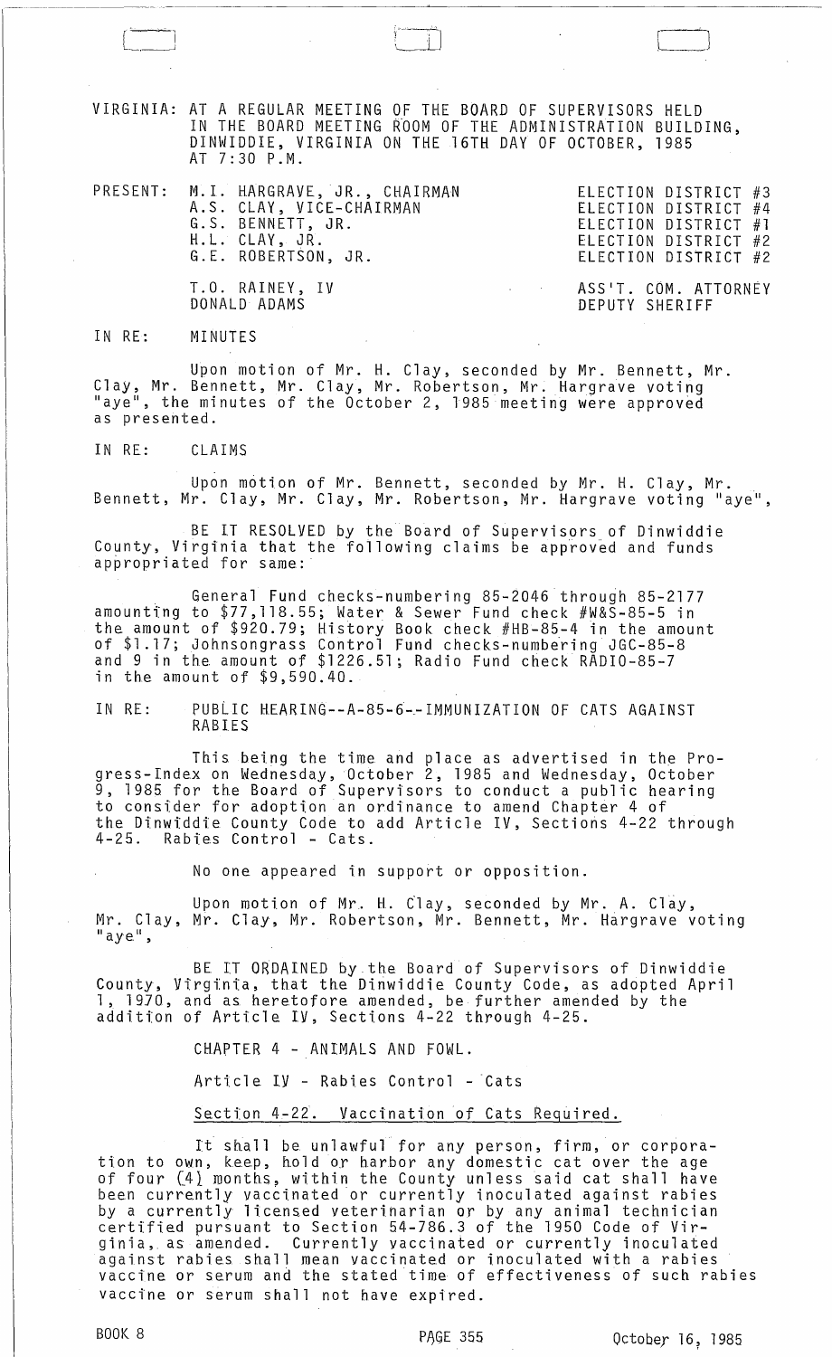VIRGINIA: AT A REGULAR MEETING OF THE BOARD OF SUPERVISORS HELD IN THE BOARD MEETING ROOM OF THE ADMINISTRATION BUILDING, DINWIDDIE, VIRGINIA ON THE 16TH DAY OF OCTOBER, 1985 AT 7:30 P.M.

| PRESENT: | | |
|---|---|---|
| | M.I. HARGRAVE, JR., CHAIRMAN | ELECTION DISTRICT #3 |
| | A.S. CLAY, VICE-CHAIRMAN | ELECTION DISTRICT #4 |
| | G.S. BENNETT, JR. | ELECTION DISTRICT #1 |
| | H.L. CLAY, JR. | ELECTION DISTRICT #2 |
| | G.E. ROBERTSON, JR. | ELECTION DISTRICT #2 |
| | T.O. RAINEY, IV | ASS'T. COM. ATTORNEY |
| | DONALD ADAMS | DEPUTY SHERIFF |

IN RE: MINUTES

Upon motion of Mr. H. Clay, seconded by Mr. Bennett, Mr. Clay, Mr. Bennett, Mr. Clay, Mr. Robertson, Mr. Hargrave voting "aye", the minutes of the October 2, 1985 meeting were approved as presented.

IN RE: CLAIMS

Upon motion of Mr. Bennett, seconded by Mr. H. Clay, Mr. Bennett, Mr. Clay, Mr. Clay, Mr. Robertson, Mr. Hargrave voting "aye",

BE IT RESOLVED by the Board of Supervisors of Dinwiddie County, Virginia that the following claims be approved and funds appropriated for same:

General Fund checks-numbering 85-2046 through 85-2177 amounting to $77,118.55; Water & Sewer Fund check #W&S-85-5 in the amount of $920.79; History Book check #HB-85-4 in the amount of $1.17; Johnsongrass Control Fund checks-numbering JGC-85-8 and 9 in the amount of $1226.51; Radio Fund check RADIO-85-7 in the amount of $9,590.40.

IN RE: PUBLIC HEARING--A-85-6--IMMUNIZATION OF CATS AGAINST RABIES

This being the time and place as advertised in the Progress-Index on Wednesday, October 2, 1985 and Wednesday, October 9, 1985 for the Board of Supervisors to conduct a public hearing to consider for adoption an ordinance to amend Chapter 4 of the Dinwiddie County Code to add Article IV, Sections 4-22 through 4-25. Rabies Control - Cats.

No one appeared in support or opposition.

Upon motion of Mr. H. Clay, seconded by Mr. A. Clay, Mr. Clay, Mr. Clay, Mr. Robertson, Mr. Bennett, Mr. Hargrave voting "aye",

BE IT ORDAINED by the Board of Supervisors of Dinwiddie County, Virginia, that the Dinwiddie County Code, as adopted April 1, 1970, and as heretofore amended, be further amended by the addition of Article IV, Sections 4-22 through 4-25.

CHAPTER 4 - ANIMALS AND FOWL.

Article IV - Rabies Control - Cats

Section 4-22. Vaccination of Cats Required.

It shall be unlawful for any person, firm, or corporation to own, keep, hold or harbor any domestic cat over the age of four (4) months, within the County unless said cat shall have been currently vaccinated or currently inoculated against rabies by a currently licensed veterinarian or by any animal technician certified pursuant to Section 54-786.3 of the 1950 Code of Virginia, as amended. Currently vaccinated or currently inoculated against rabies shall mean vaccinated or inoculated with a rabies vaccine or serum and the stated time of effectiveness of such rabies vaccine or serum shall not have expired.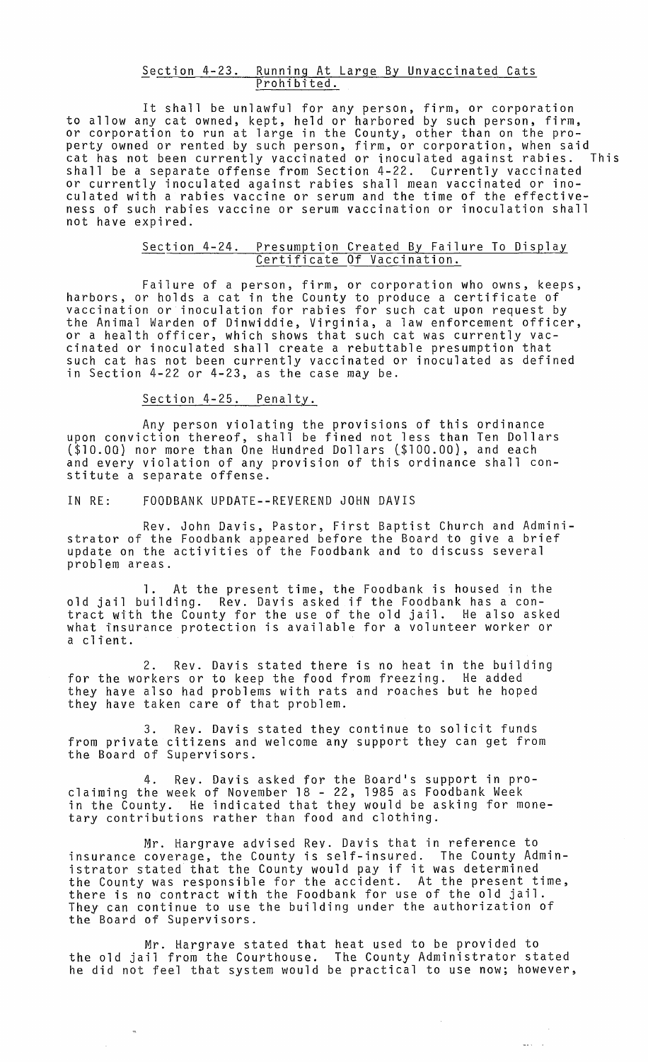Section 4-23. Running At Large By Unvaccinated Cats Prohibited.

It shall be unlawful for any person, firm, or corporation to allow any cat owned, kept, held or harbored by such person, firm, or corporation to run at large in the County, other than on the property owned or rented by such person, firm, or corporation, when said cat has not been currently vaccinated or inoculated against rabies. This shall be a separate offense from Section 4-22. Currently vaccinated or currently inoculated against rabies shall mean vaccinated or inoculated with a rabies vaccine or serum and the time of the effectiveness of such rabies vaccine or serum vaccination or inoculation shall not have expired.

Section 4-24. Presumption Created By Failure To Display Certificate Of Vaccination.

Failure of a person, firm, or corporation who owns, keeps, harbors, or holds a cat in the County to produce a certificate of vaccination or inoculation for rabies for such cat upon request by the Animal Warden of Dinwiddie, Virginia, a law enforcement officer, or a health officer, which shows that such cat was currently vaccinated or inoculated shall create a rebuttable presumption that such cat has not been currently vaccinated or inoculated as defined in Section 4-22 or 4-23, as the case may be.

Section 4-25. Penalty.

Any person violating the provisions of this ordinance upon conviction thereof, shall be fined not less than Ten Dollars ($10.00) nor more than One Hundred Dollars ($100.00), and each and every violation of any provision of this ordinance shall constitute a separate offense.

IN RE: FOODBANK UPDATE--REVEREND JOHN DAVIS

Rev. John Davis, Pastor, First Baptist Church and Administrator of the Foodbank appeared before the Board to give a brief update on the activities of the Foodbank and to discuss several problem areas.

1. At the present time, the Foodbank is housed in the old jail building. Rev. Davis asked if the Foodbank has a contract with the County for the use of the old jail. He also asked what insurance protection is available for a volunteer worker or a client.

2. Rev. Davis stated there is no heat in the building for the workers or to keep the food from freezing. He added they have also had problems with rats and roaches but he hoped they have taken care of that problem.

3. Rev. Davis stated they continue to solicit funds from private citizens and welcome any support they can get from the Board of Supervisors.

4. Rev. Davis asked for the Board's support in proclaiming the week of November 18 - 22, 1985 as Foodbank Week in the County. He indicated that they would be asking for monetary contributions rather than food and clothing.

Mr. Hargrave advised Rev. Davis that in reference to insurance coverage, the County is self-insured. The County Administrator stated that the County would pay if it was determined the County was responsible for the accident. At the present time, there is no contract with the Foodbank for use of the old jail. They can continue to use the building under the authorization of the Board of Supervisors.

Mr. Hargrave stated that heat used to be provided to the old jail from the Courthouse. The County Administrator stated he did not feel that system would be practical to use now; however,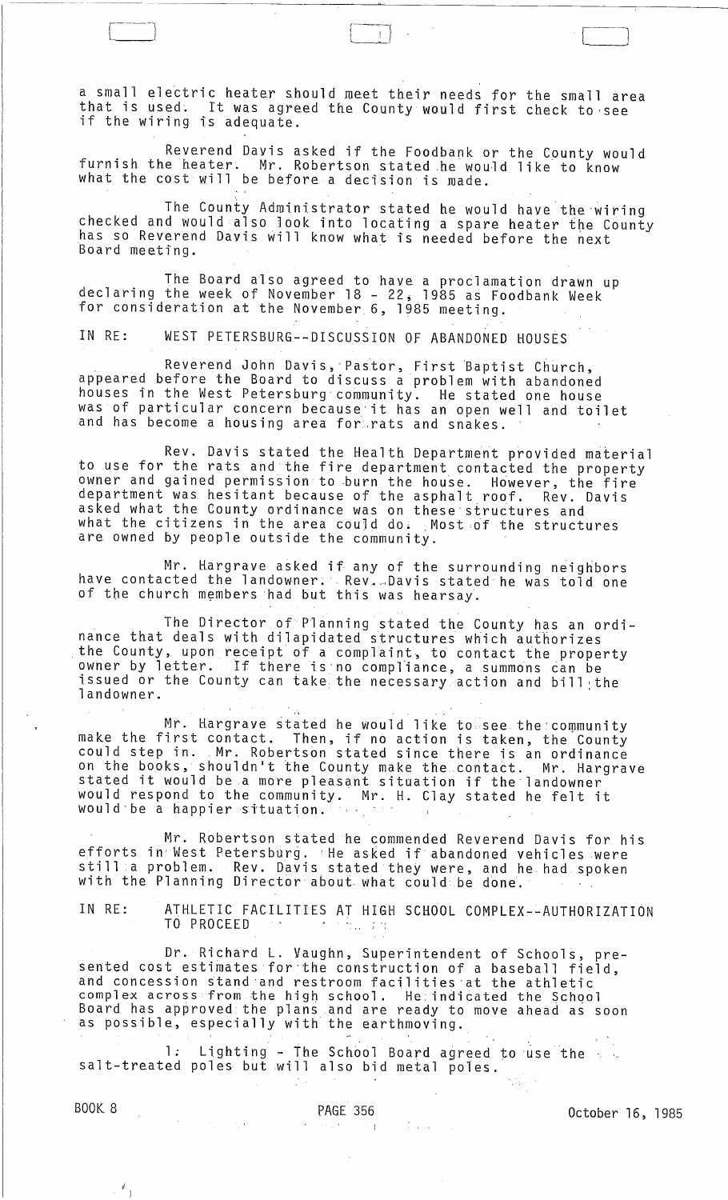a small electric heater should meet their needs for the small area that is used. It was agreed the County would first check to see if the wiring is adequate.

Reverend Davis asked if the Foodbank or the County would furnish the heater. Mr. Robertson stated he would like to know what the cost will be before a decision is made.

The County Administrator stated he would have the wiring checked and would also look into locating a spare heater the County has so Reverend Davis will know what is needed before the next Board meeting.

The Board also agreed to have a proclamation drawn up declaring the week of November 18 - 22, 1985 as Foodbank Week for consideration at the November 6, 1985 meeting.

IN RE: WEST PETERSBURG--DISCUSSION OF ABANDONED HOUSES

Reverend John Davis, Pastor, First Baptist Church, appeared before the Board to discuss a problem with abandoned houses in the West Petersburg community. He stated one house was of particular concern because it has an open well and toilet and has become a housing area for rats and snakes.

Rev. Davis stated the Health Department provided material to use for the rats and the fire department contacted the property owner and gained permission to burn the house. However, the fire department was hesitant because of the asphalt roof. Rev. Davis asked what the County ordinance was on these structures and what the citizens in the area could do. Most of the structures are owned by people outside the community.

Mr. Hargrave asked if any of the surrounding neighbors have contacted the landowner. Rev. Davis stated he was told one of the church members had but this was hearsay.

The Director of Planning stated the County has an ordinance that deals with dilapidated structures which authorizes the County, upon receipt of a complaint, to contact the property owner by letter. If there is no compliance, a summons can be issued or the County can take the necessary action and bill the landowner.

Mr. Hargrave stated he would like to see the community make the first contact. Then, if no action is taken, the County could step in. Mr. Robertson stated since there is an ordinance on the books, shouldn't the County make the contact. Mr. Hargrave stated it would be a more pleasant situation if the landowner would respond to the community. Mr. H. Clay stated he felt it would be a happier situation.

Mr. Robertson stated he commended Reverend Davis for his efforts in West Petersburg. He asked if abandoned vehicles were still a problem. Rev. Davis stated they were, and he had spoken with the Planning Director about what could be done.

IN RE: ATHLETIC FACILITIES AT HIGH SCHOOL COMPLEX--AUTHORIZATION TO PROCEED

Dr. Richard L. Vaughn, Superintendent of Schools, presented cost estimates for the construction of a baseball field, and concession stand and restroom facilities at the athletic complex across from the high school. He indicated the School Board has approved the plans and are ready to move ahead as soon as possible, especially with the earthmoving.

1. Lighting - The School Board agreed to use the salt-treated poles but will also bid metal poles.

BOOK 8 PAGE 356 October 16, 1985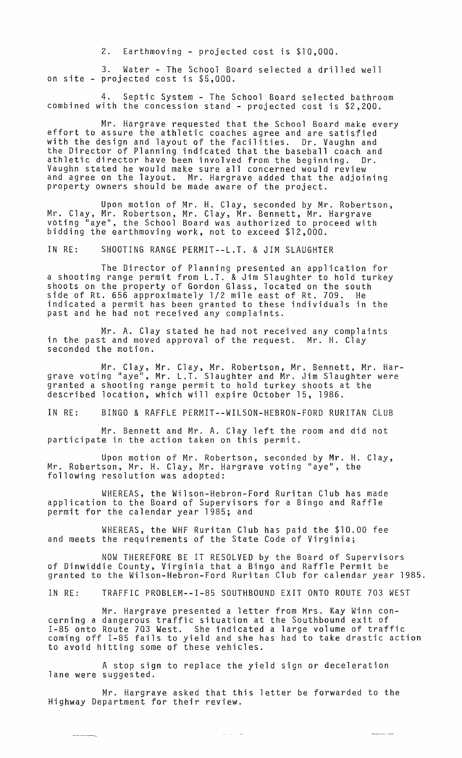2. Earthmoving - projected cost is $10,000.

3. Water - The School Board selected a drilled well on site - projected cost is $5,000.

4. Septic System - The School Board selected bathroom combined with the concession stand - projected cost is $2,200.

Mr. Hargrave requested that the School Board make every effort to assure the athletic coaches agree and are satisfied with the design and layout of the facilities. Dr. Vaughn and the Director of Planning indicated that the baseball coach and athletic director have been involved from the beginning. Dr. Vaughn stated he would make sure all concerned would review and agree on the layout. Mr. Hargrave added that the adjoining property owners should be made aware of the project.

Upon motion of Mr. H. Clay, seconded by Mr. Robertson, Mr. Clay, Mr. Robertson, Mr. Clay, Mr. Bennett, Mr. Hargrave voting "aye", the School Board was authorized to proceed with bidding the earthmoving work, not to exceed $12,000.

IN RE: SHOOTING RANGE PERMIT--L.T. & JIM SLAUGHTER

The Director of Planning presented an application for a shooting range permit from L.T. & Jim Slaughter to hold turkey shoots on the property of Gordon Glass, located on the south side of Rt. 656 approximately 1/2 mile east of Rt. 709. He indicated a permit has been granted to these individuals in the past and he had not received any complaints.

Mr. A. Clay stated he had not received any complaints in the past and moved approval of the request. Mr. H. Clay seconded the motion.

Mr. Clay, Mr. Clay, Mr. Robertson, Mr. Bennett, Mr. Hargrave voting "aye", Mr. L.T. Slaughter and Mr. Jim Slaughter were granted a shooting range permit to hold turkey shoots at the described location, which will expire October 15, 1986.

IN RE: BINGO & RAFFLE PERMIT--WILSON-HEBRON-FORD RURITAN CLUB

Mr. Bennett and Mr. A. Clay left the room and did not participate in the action taken on this permit.

Upon motion of Mr. Robertson, seconded by Mr. H. Clay, Mr. Robertson, Mr. H. Clay, Mr. Hargrave voting "aye", the following resolution was adopted:

WHEREAS, the Wilson-Hebron-Ford Ruritan Club has made application to the Board of Supervisors for a Bingo and Raffle permit for the calendar year 1985; and

WHEREAS, the WHF Ruritan Club has paid the $10.00 fee and meets the requirements of the State Code of Virginia;

NOW THEREFORE BE IT RESOLVED by the Board of Supervisors of Dinwiddie County, Virginia that a Bingo and Raffle Permit be granted to the Wilson-Hebron-Ford Ruritan Club for calendar year 1985.

IN RE: TRAFFIC PROBLEM--I-85 SOUTHBOUND EXIT ONTO ROUTE 703 WEST

Mr. Hargrave presented a letter from Mrs. Kay Winn concerning a dangerous traffic situation at the Southbound exit of I-85 onto Route 703 West. She indicated a large volume of traffic coming off I-85 fails to yield and she has had to take drastic action to avoid hitting some of these vehicles.

A stop sign to replace the yield sign or deceleration lane were suggested.

Mr. Hargrave asked that this letter be forwarded to the Highway Department for their review.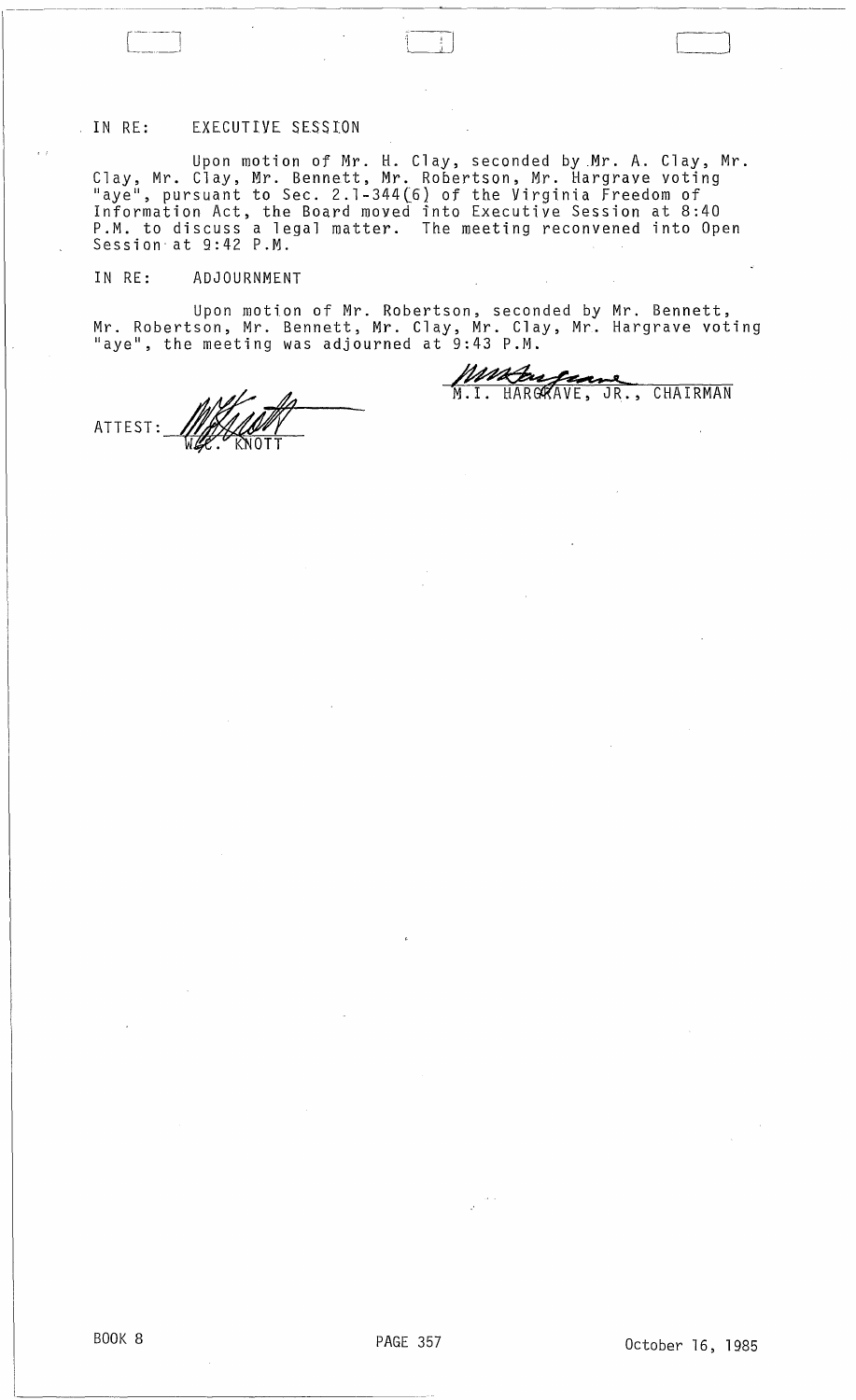IN RE: EXECUTIVE SESSION

Upon motion of Mr. H. Clay, seconded by Mr. A. Clay, Mr. Clay, Mr. Clay, Mr. Bennett, Mr. Robertson, Mr. Hargrave voting "aye", pursuant to Sec. 2.1-344(6) of the Virginia Freedom of Information Act, the Board moved into Executive Session at 8:40 P.M. to discuss a legal matter. The meeting reconvened into Open Session at 9:42 P.M.

IN RE: ADJOURNMENT

Upon motion of Mr. Robertson, seconded by Mr. Bennett, Mr. Robertson, Mr. Bennett, Mr. Clay, Mr. Clay, Mr. Hargrave voting "aye", the meeting was adjourned at 9:43 P.M.

M.I. HARGRAVE, JR., CHAIRMAN

ATTEST: W.C. KNOTT